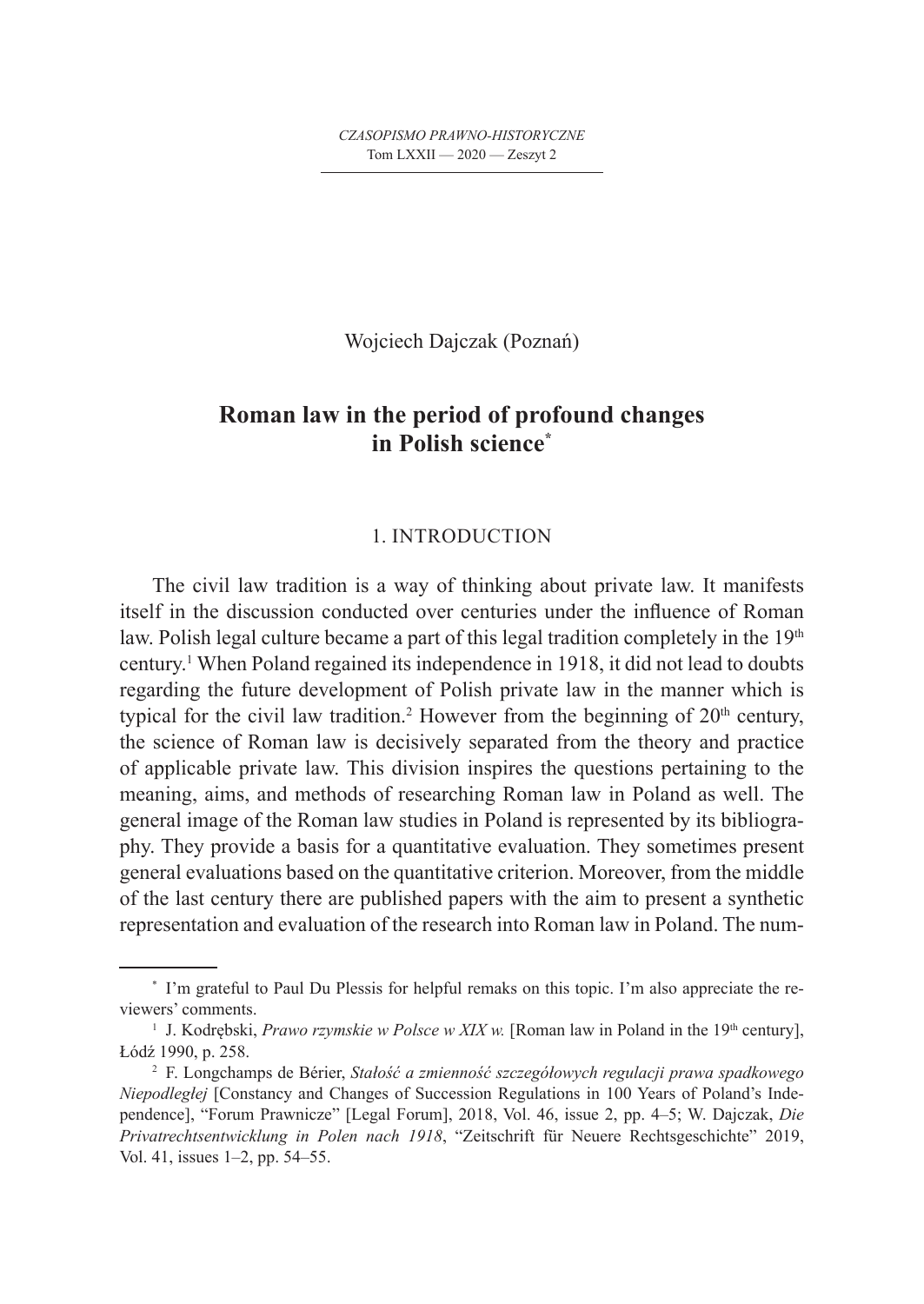Wojciech Dajczak (Poznań)

# Roman law in the period of profound changes in Polish science[*]

## 1. INTRODUCTION

The civil law tradition is a way of thinking about private law. It manifests itself in the discussion conducted over centuries under the influence of Roman law. Polish legal culture became a part of this legal tradition completely in the 19th century.[1] When Poland regained its independence in 1918, it did not lead to doubts regarding the future development of Polish private law in the manner which is typical for the civil law tradition.[2] However from the beginning of 20th century, the science of Roman law is decisively separated from the theory and practice of applicable private law. This division inspires the questions pertaining to the meaning, aims, and methods of researching Roman law in Poland as well. The general image of the Roman law studies in Poland is represented by its bibliography. They provide a basis for a quantitative evaluation. They sometimes present general evaluations based on the quantitative criterion. Moreover, from the middle of the last century there are published papers with the aim to present a synthetic representation and evaluation of the research into Roman law in Poland. The num-

---

[*] I'm grateful to Paul Du Plessis for helpful remaks on this topic. I'm also appreciate the reviewers' comments.

[1] J. Kodrębski, *Prawo rzymskie w Polsce w XIX w.* [Roman law in Poland in the 19th century], Łódź 1990, p. 258.

[2] F. Longchamps de Bérier, *Stałość a zmienność szczegółowych regulacji prawa spadkowego Niepodległej* [Constancy and Changes of Succession Regulations in 100 Years of Poland's Independence], "Forum Prawnicze" [Legal Forum], 2018, Vol. 46, issue 2, pp. 4–5; W. Dajczak, *Die Privatrechtsentwicklung in Polen nach 1918*, "Zeitschrift für Neuere Rechtsgeschichte" 2019, Vol. 41, issues 1–2, pp. 54–55.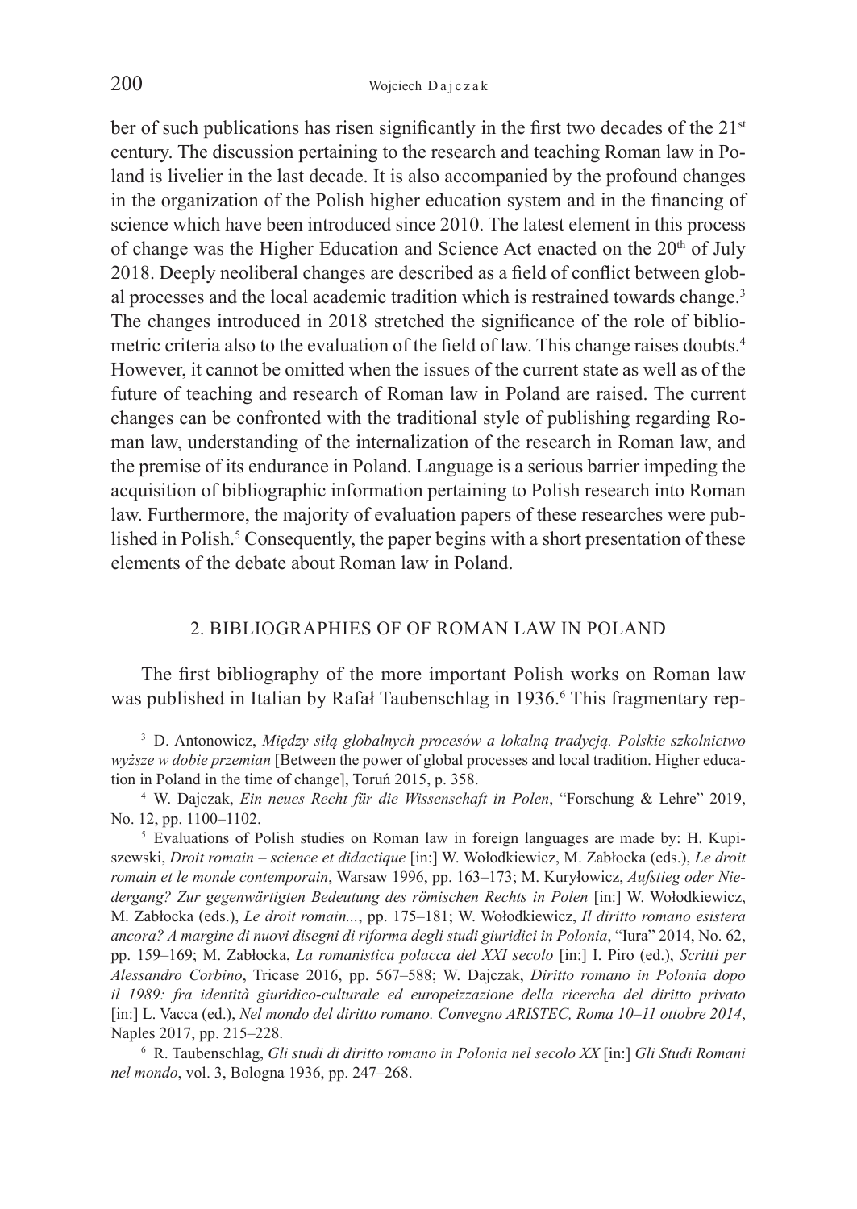ber of such publications has risen significantly in the first two decades of the 21st century. The discussion pertaining to the research and teaching Roman law in Poland is livelier in the last decade. It is also accompanied by the profound changes in the organization of the Polish higher education system and in the financing of science which have been introduced since 2010. The latest element in this process of change was the Higher Education and Science Act enacted on the 20th of July 2018. Deeply neoliberal changes are described as a field of conflict between global processes and the local academic tradition which is restrained towards change.[3] The changes introduced in 2018 stretched the significance of the role of bibliometric criteria also to the evaluation of the field of law. This change raises doubts.[4] However, it cannot be omitted when the issues of the current state as well as of the future of teaching and research of Roman law in Poland are raised. The current changes can be confronted with the traditional style of publishing regarding Roman law, understanding of the internalization of the research in Roman law, and the premise of its endurance in Poland. Language is a serious barrier impeding the acquisition of bibliographic information pertaining to Polish research into Roman law. Furthermore, the majority of evaluation papers of these researches were published in Polish.[5] Consequently, the paper begins with a short presentation of these elements of the debate about Roman law in Poland.

## 2. BIBLIOGRAPHIES OF OF ROMAN LAW IN POLAND

The first bibliography of the more important Polish works on Roman law was published in Italian by Rafał Taubenschlag in 1936.[6] This fragmentary rep-

---

[3] D. Antonowicz, *Między siłą globalnych procesów a lokalną tradycją. Polskie szkolnictwo wyższe w dobie przemian* [Between the power of global processes and local tradition. Higher education in Poland in the time of change], Toruń 2015, p. 358.

[4] W. Dajczak, *Ein neues Recht für die Wissenschaft in Polen*, "Forschung & Lehre" 2019, No. 12, pp. 1100–1102.

[5] Evaluations of Polish studies on Roman law in foreign languages are made by: H. Kupiszewski, *Droit romain – science et didactique* [in:] W. Wołodkiewicz, M. Zabłocka (eds.), *Le droit romain et le monde contemporain*, Warsaw 1996, pp. 163–173; M. Kuryłowicz, *Aufstieg oder Niedergang? Zur gegenwärtigten Bedeutung des römischen Rechts in Polen* [in:] W. Wołodkiewicz, M. Zabłocka (eds.), *Le droit romain...*, pp. 175–181; W. Wołodkiewicz, *Il diritto romano esistera ancora? A margine di nuovi disegni di riforma degli studi giuridici in Polonia*, "Iura" 2014, No. 62, pp. 159–169; M. Zabłocka, *La romanistica polacca del XXI secolo* [in:] I. Piro (ed.), *Scritti per Alessandro Corbino*, Tricase 2016, pp. 567–588; W. Dajczak, *Diritto romano in Polonia dopo il 1989: fra identità giuridico-culturale ed europeizzazione della ricercha del diritto privato* [in:] L. Vacca (ed.), *Nel mondo del diritto romano. Convegno ARISTEC, Roma 10–11 ottobre 2014*, Naples 2017, pp. 215–228.

[6] R. Taubenschlag, *Gli studi di diritto romano in Polonia nel secolo XX* [in:] *Gli Studi Romani nel mondo*, vol. 3, Bologna 1936, pp. 247–268.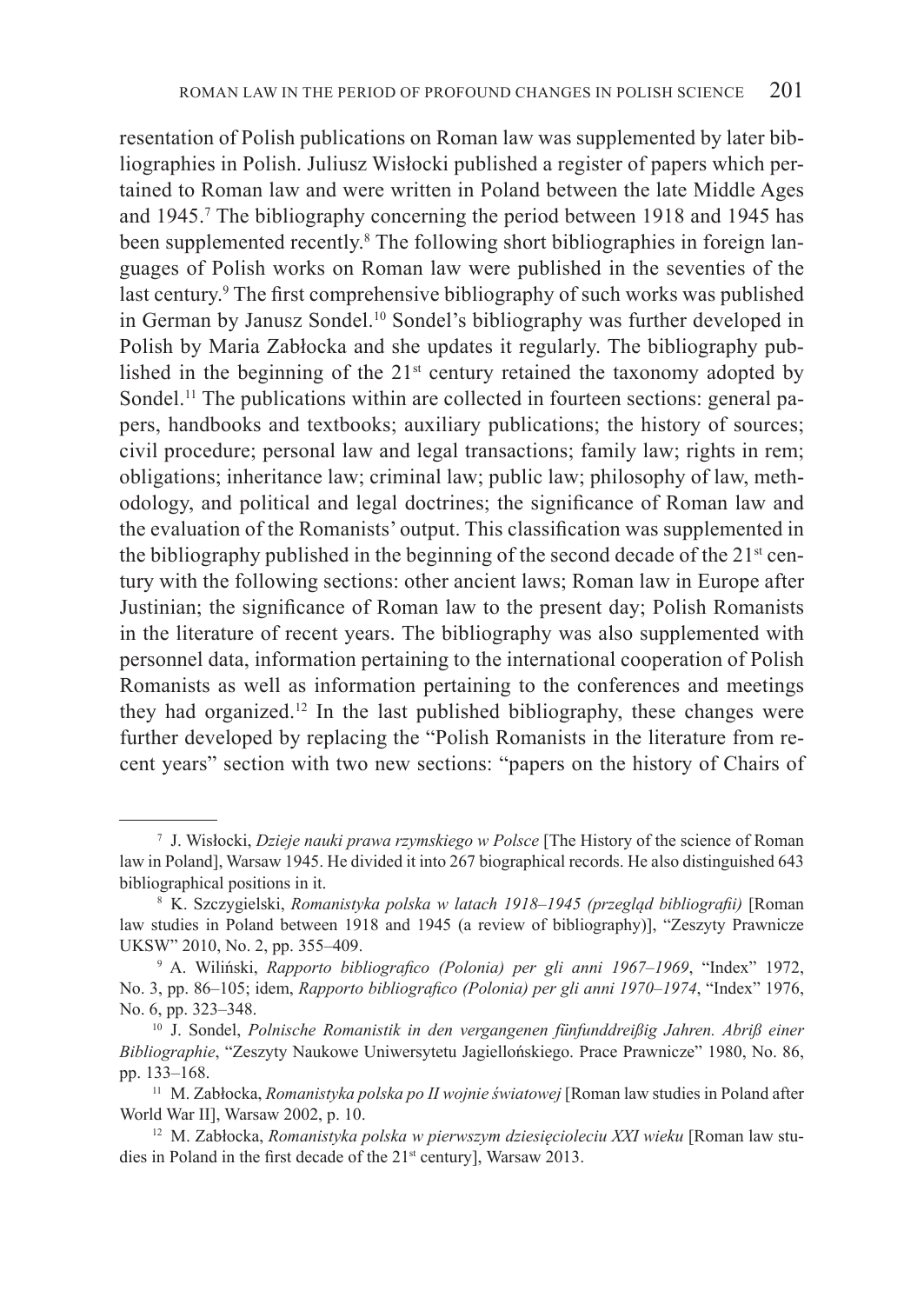resentation of Polish publications on Roman law was supplemented by later bibliographies in Polish. Juliusz Wisłocki published a register of papers which pertained to Roman law and were written in Poland between the late Middle Ages and 1945.[7] The bibliography concerning the period between 1918 and 1945 has been supplemented recently.[8] The following short bibliographies in foreign languages of Polish works on Roman law were published in the seventies of the last century.[9] The first comprehensive bibliography of such works was published in German by Janusz Sondel.[10] Sondel's bibliography was further developed in Polish by Maria Zabłocka and she updates it regularly. The bibliography published in the beginning of the 21st century retained the taxonomy adopted by Sondel.[11] The publications within are collected in fourteen sections: general papers, handbooks and textbooks; auxiliary publications; the history of sources; civil procedure; personal law and legal transactions; family law; rights in rem; obligations; inheritance law; criminal law; public law; philosophy of law, methodology, and political and legal doctrines; the significance of Roman law and the evaluation of the Romanists' output. This classification was supplemented in the bibliography published in the beginning of the second decade of the 21st century with the following sections: other ancient laws; Roman law in Europe after Justinian; the significance of Roman law to the present day; Polish Romanists in the literature of recent years. The bibliography was also supplemented with personnel data, information pertaining to the international cooperation of Polish Romanists as well as information pertaining to the conferences and meetings they had organized.[12] In the last published bibliography, these changes were further developed by replacing the "Polish Romanists in the literature from recent years" section with two new sections: "papers on the history of Chairs of

---

[7] J. Wisłocki, *Dzieje nauki prawa rzymskiego w Polsce* [The History of the science of Roman law in Poland], Warsaw 1945. He divided it into 267 biographical records. He also distinguished 643 bibliographical positions in it.

[8] K. Szczygielski, *Romanistyka polska w latach 1918–1945 (przegląd bibliografii)* [Roman law studies in Poland between 1918 and 1945 (a review of bibliography)], "Zeszyty Prawnicze UKSW" 2010, No. 2, pp. 355–409.

[9] A. Wiliński, *Rapporto bibliografico (Polonia) per gli anni 1967–1969*, "Index" 1972, No. 3, pp. 86–105; idem, *Rapporto bibliografico (Polonia) per gli anni 1970–1974*, "Index" 1976, No. 6, pp. 323–348.

[10] J. Sondel, *Polnische Romanistik in den vergangenen fünfunddreißig Jahren. Abriß einer Bibliographie*, "Zeszyty Naukowe Uniwersytetu Jagiellońskiego. Prace Prawnicze" 1980, No. 86, pp. 133–168.

[11] M. Zabłocka, *Romanistyka polska po II wojnie światowej* [Roman law studies in Poland after World War II], Warsaw 2002, p. 10.

[12] M. Zabłocka, *Romanistyka polska w pierwszym dziesięcioleciu XXI wieku* [Roman law studies in Poland in the first decade of the 21st century], Warsaw 2013.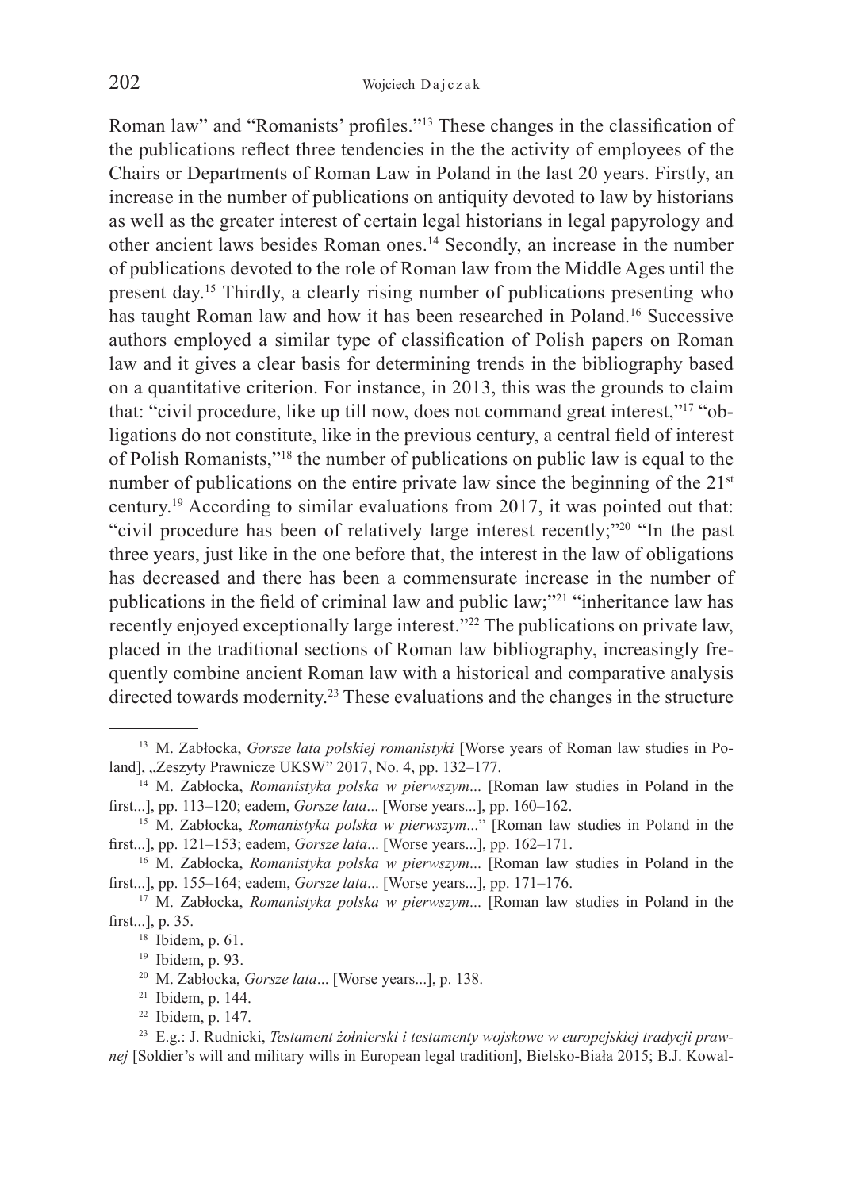Roman law" and "Romanists' profiles."[13] These changes in the classification of the publications reflect three tendencies in the the activity of employees of the Chairs or Departments of Roman Law in Poland in the last 20 years. Firstly, an increase in the number of publications on antiquity devoted to law by historians as well as the greater interest of certain legal historians in legal papyrology and other ancient laws besides Roman ones.[14] Secondly, an increase in the number of publications devoted to the role of Roman law from the Middle Ages until the present day.[15] Thirdly, a clearly rising number of publications presenting who has taught Roman law and how it has been researched in Poland.[16] Successive authors employed a similar type of classification of Polish papers on Roman law and it gives a clear basis for determining trends in the bibliography based on a quantitative criterion. For instance, in 2013, this was the grounds to claim that: "civil procedure, like up till now, does not command great interest,"[17] "obligations do not constitute, like in the previous century, a central field of interest of Polish Romanists,"[18] the number of publications on public law is equal to the number of publications on the entire private law since the beginning of the 21st century.[19] According to similar evaluations from 2017, it was pointed out that: "civil procedure has been of relatively large interest recently;"[20] "In the past three years, just like in the one before that, the interest in the law of obligations has decreased and there has been a commensurate increase in the number of publications in the field of criminal law and public law;"[21] "inheritance law has recently enjoyed exceptionally large interest."[22] The publications on private law, placed in the traditional sections of Roman law bibliography, increasingly frequently combine ancient Roman law with a historical and comparative analysis directed towards modernity.[23] These evaluations and the changes in the structure

---

[13] M. Zabłocka, *Gorsze lata polskiej romanistyki* [Worse years of Roman law studies in Poland], „Zeszyty Prawnicze UKSW" 2017, No. 4, pp. 132–177.

[14] M. Zabłocka, *Romanistyka polska w pierwszym*... [Roman law studies in Poland in the first...], pp. 113–120; eadem, *Gorsze lata*... [Worse years...], pp. 160–162.

[15] M. Zabłocka, *Romanistyka polska w pierwszym*..." [Roman law studies in Poland in the first...], pp. 121–153; eadem, *Gorsze lata*... [Worse years...], pp. 162–171.

[16] M. Zabłocka, *Romanistyka polska w pierwszym*... [Roman law studies in Poland in the first...], pp. 155–164; eadem, *Gorsze lata*... [Worse years...], pp. 171–176.

[17] M. Zabłocka, *Romanistyka polska w pierwszym*... [Roman law studies in Poland in the first...], p. 35.

[18] Ibidem, p. 61.

[19] Ibidem, p. 93.

[20] M. Zabłocka, *Gorsze lata*... [Worse years...], p. 138.

[21] Ibidem, p. 144.

[22] Ibidem, p. 147.

[23] E.g.: J. Rudnicki, *Testament żołnierski i testamenty wojskowe w europejskiej tradycji prawnej* [Soldier's will and military wills in European legal tradition], Bielsko-Biała 2015; B.J. Kowal-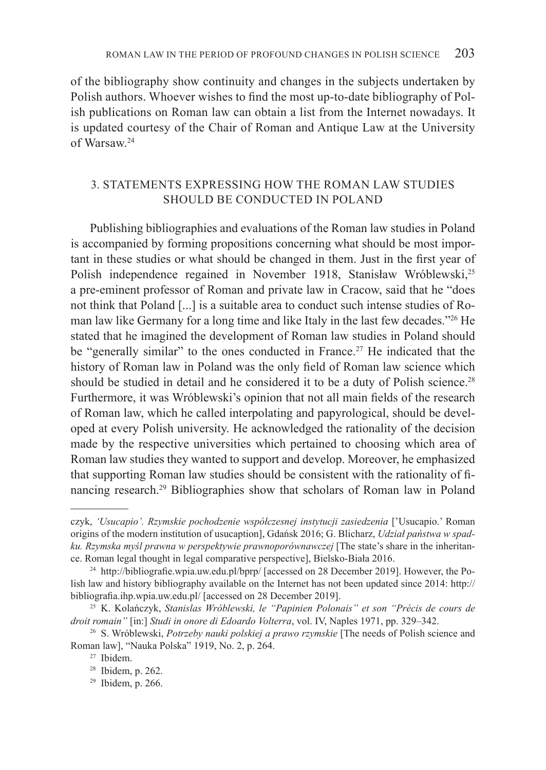of the bibliography show continuity and changes in the subjects undertaken by Polish authors. Whoever wishes to find the most up-to-date bibliography of Polish publications on Roman law can obtain a list from the Internet nowadays. It is updated courtesy of the Chair of Roman and Antique Law at the University of Warsaw.[24]

## 3. STATEMENTS EXPRESSING HOW THE ROMAN LAW STUDIES SHOULD BE CONDUCTED IN POLAND

Publishing bibliographies and evaluations of the Roman law studies in Poland is accompanied by forming propositions concerning what should be most important in these studies or what should be changed in them. Just in the first year of Polish independence regained in November 1918, Stanisław Wróblewski,[25] a pre-eminent professor of Roman and private law in Cracow, said that he "does not think that Poland [...] is a suitable area to conduct such intense studies of Roman law like Germany for a long time and like Italy in the last few decades."[26] He stated that he imagined the development of Roman law studies in Poland should be "generally similar" to the ones conducted in France.[27] He indicated that the history of Roman law in Poland was the only field of Roman law science which should be studied in detail and he considered it to be a duty of Polish science.[28] Furthermore, it was Wróblewski's opinion that not all main fields of the research of Roman law, which he called interpolating and papyrological, should be developed at every Polish university. He acknowledged the rationality of the decision made by the respective universities which pertained to choosing which area of Roman law studies they wanted to support and develop. Moreover, he emphasized that supporting Roman law studies should be consistent with the rationality of financing research.[29] Bibliographies show that scholars of Roman law in Poland

---

czyk, *'Usucapio'. Rzymskie pochodzenie współczesnej instytucji zasiedzenia* ['Usucapio.' Roman origins of the modern institution of usucaption], Gdańsk 2016; G. Blicharz, *Udział państwa w spadku. Rzymska myśl prawna w perspektywie prawnoporównawczej* [The state's share in the inheritance. Roman legal thought in legal comparative perspective], Bielsko-Biała 2016.

[24] http://bibliografie.wpia.uw.edu.pl/bprp/ [accessed on 28 December 2019]. However, the Polish law and history bibliography available on the Internet has not been updated since 2014: http://bibliografia.ihp.wpia.uw.edu.pl/ [accessed on 28 December 2019].

[25] K. Kolańczyk, *Stanislas Wróblewski, le "Papinien Polonais" et son "Précis de cours de droit romain"* [in:] *Studi in onore di Edoardo Volterra*, vol. IV, Naples 1971, pp. 329–342.

[26] S. Wróblewski, *Potrzeby nauki polskiej a prawo rzymskie* [The needs of Polish science and Roman law], "Nauka Polska" 1919, No. 2, p. 264.

[27] Ibidem.

[28] Ibidem, p. 262.

[29] Ibidem, p. 266.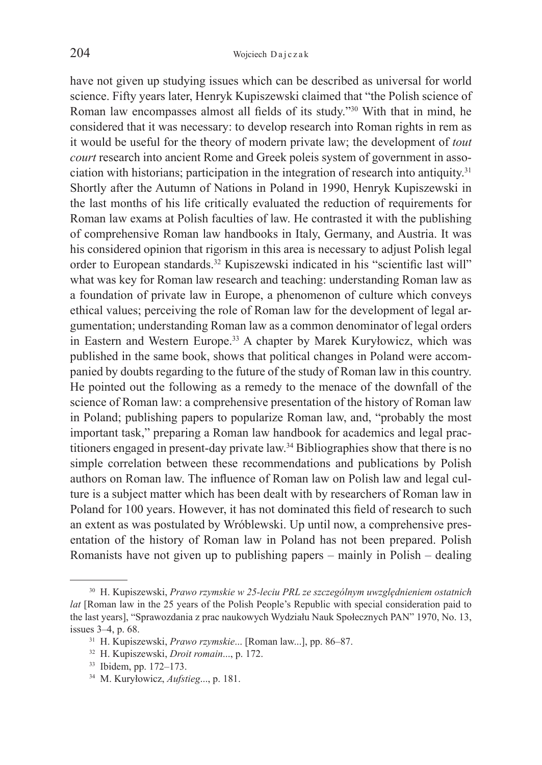have not given up studying issues which can be described as universal for world science. Fifty years later, Henryk Kupiszewski claimed that "the Polish science of Roman law encompasses almost all fields of its study."[30] With that in mind, he considered that it was necessary: to develop research into Roman rights in rem as it would be useful for the theory of modern private law; the development of *tout court* research into ancient Rome and Greek poleis system of government in association with historians; participation in the integration of research into antiquity.[31] Shortly after the Autumn of Nations in Poland in 1990, Henryk Kupiszewski in the last months of his life critically evaluated the reduction of requirements for Roman law exams at Polish faculties of law. He contrasted it with the publishing of comprehensive Roman law handbooks in Italy, Germany, and Austria. It was his considered opinion that rigorism in this area is necessary to adjust Polish legal order to European standards.[32] Kupiszewski indicated in his "scientific last will" what was key for Roman law research and teaching: understanding Roman law as a foundation of private law in Europe, a phenomenon of culture which conveys ethical values; perceiving the role of Roman law for the development of legal argumentation; understanding Roman law as a common denominator of legal orders in Eastern and Western Europe.[33] A chapter by Marek Kuryłowicz, which was published in the same book, shows that political changes in Poland were accompanied by doubts regarding to the future of the study of Roman law in this country. He pointed out the following as a remedy to the menace of the downfall of the science of Roman law: a comprehensive presentation of the history of Roman law in Poland; publishing papers to popularize Roman law, and, "probably the most important task," preparing a Roman law handbook for academics and legal practitioners engaged in present-day private law.[34] Bibliographies show that there is no simple correlation between these recommendations and publications by Polish authors on Roman law. The influence of Roman law on Polish law and legal culture is a subject matter which has been dealt with by researchers of Roman law in Poland for 100 years. However, it has not dominated this field of research to such an extent as was postulated by Wróblewski. Up until now, a comprehensive presentation of the history of Roman law in Poland has not been prepared. Polish Romanists have not given up to publishing papers – mainly in Polish – dealing

---

[30] H. Kupiszewski, *Prawo rzymskie w 25-leciu PRL ze szczególnym uwzględnieniem ostatnich lat* [Roman law in the 25 years of the Polish People's Republic with special consideration paid to the last years], "Sprawozdania z prac naukowych Wydziału Nauk Społecznych PAN" 1970, No. 13, issues 3–4, p. 68.

[31] H. Kupiszewski, *Prawo rzymskie*... [Roman law...], pp. 86–87.

[32] H. Kupiszewski, *Droit romain*..., p. 172.

[33] Ibidem, pp. 172–173.

[34] M. Kuryłowicz, *Aufstieg*..., p. 181.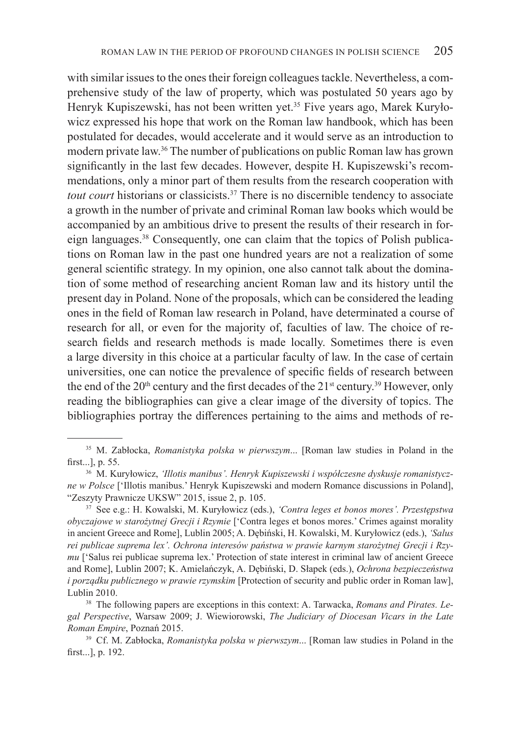with similar issues to the ones their foreign colleagues tackle. Nevertheless, a comprehensive study of the law of property, which was postulated 50 years ago by Henryk Kupiszewski, has not been written yet.[35] Five years ago, Marek Kuryłowicz expressed his hope that work on the Roman law handbook, which has been postulated for decades, would accelerate and it would serve as an introduction to modern private law.[36] The number of publications on public Roman law has grown significantly in the last few decades. However, despite H. Kupiszewski's recommendations, only a minor part of them results from the research cooperation with *tout court* historians or classicists.[37] There is no discernible tendency to associate a growth in the number of private and criminal Roman law books which would be accompanied by an ambitious drive to present the results of their research in foreign languages.[38] Consequently, one can claim that the topics of Polish publications on Roman law in the past one hundred years are not a realization of some general scientific strategy. In my opinion, one also cannot talk about the domination of some method of researching ancient Roman law and its history until the present day in Poland. None of the proposals, which can be considered the leading ones in the field of Roman law research in Poland, have determinated a course of research for all, or even for the majority of, faculties of law. The choice of research fields and research methods is made locally. Sometimes there is even a large diversity in this choice at a particular faculty of law. In the case of certain universities, one can notice the prevalence of specific fields of research between the end of the 20th century and the first decades of the 21st century.[39] However, only reading the bibliographies can give a clear image of the diversity of topics. The bibliographies portray the differences pertaining to the aims and methods of re-

---

[35] M. Zabłocka, *Romanistyka polska w pierwszym*... [Roman law studies in Poland in the first...], p. 55.

[36] M. Kuryłowicz, *'Illotis manibus'. Henryk Kupiszewski i współczesne dyskusje romanistyczne w Polsce* ['Illotis manibus.' Henryk Kupiszewski and modern Romance discussions in Poland], "Zeszyty Prawnicze UKSW" 2015, issue 2, p. 105.

[37] See e.g.: H. Kowalski, M. Kuryłowicz (eds.), *'Contra leges et bonos mores'. Przestępstwa obyczajowe w starożytnej Grecji i Rzymie* ['Contra leges et bonos mores.' Crimes against morality in ancient Greece and Rome], Lublin 2005; A. Dębiński, H. Kowalski, M. Kuryłowicz (eds.), *'Salus rei publicae suprema lex'. Ochrona interesów państwa w prawie karnym starożytnej Grecji i Rzymu* ['Salus rei publicae suprema lex.' Protection of state interest in criminal law of ancient Greece and Rome], Lublin 2007; K. Amielańczyk, A. Dębiński, D. Słapek (eds.), *Ochrona bezpieczeństwa i porządku publicznego w prawie rzymskim* [Protection of security and public order in Roman law], Lublin 2010.

[38] The following papers are exceptions in this context: A. Tarwacka, *Romans and Pirates. Legal Perspective*, Warsaw 2009; J. Wiewiorowski, *The Judiciary of Diocesan Vicars in the Late Roman Empire*, Poznań 2015.

[39] Cf. M. Zabłocka, *Romanistyka polska w pierwszym*... [Roman law studies in Poland in the first...], p. 192.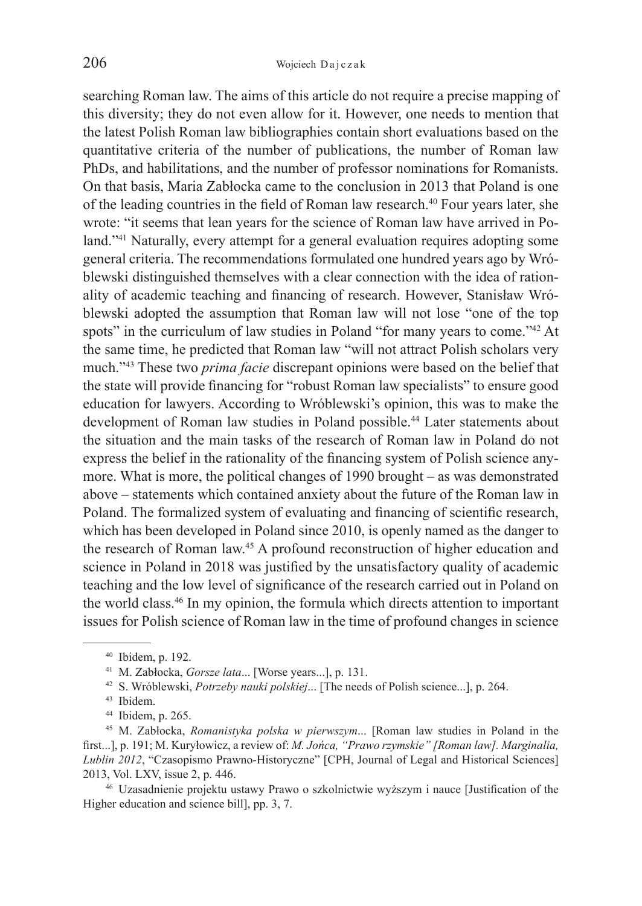searching Roman law. The aims of this article do not require a precise mapping of this diversity; they do not even allow for it. However, one needs to mention that the latest Polish Roman law bibliographies contain short evaluations based on the quantitative criteria of the number of publications, the number of Roman law PhDs, and habilitations, and the number of professor nominations for Romanists. On that basis, Maria Zabłocka came to the conclusion in 2013 that Poland is one of the leading countries in the field of Roman law research.[40] Four years later, she wrote: "it seems that lean years for the science of Roman law have arrived in Poland."[41] Naturally, every attempt for a general evaluation requires adopting some general criteria. The recommendations formulated one hundred years ago by Wróblewski distinguished themselves with a clear connection with the idea of rationality of academic teaching and financing of research. However, Stanisław Wróblewski adopted the assumption that Roman law will not lose "one of the top spots" in the curriculum of law studies in Poland "for many years to come."[42] At the same time, he predicted that Roman law "will not attract Polish scholars very much."[43] These two *prima facie* discrepant opinions were based on the belief that the state will provide financing for "robust Roman law specialists" to ensure good education for lawyers. According to Wróblewski's opinion, this was to make the development of Roman law studies in Poland possible.[44] Later statements about the situation and the main tasks of the research of Roman law in Poland do not express the belief in the rationality of the financing system of Polish science anymore. What is more, the political changes of 1990 brought – as was demonstrated above – statements which contained anxiety about the future of the Roman law in Poland. The formalized system of evaluating and financing of scientific research, which has been developed in Poland since 2010, is openly named as the danger to the research of Roman law.[45] A profound reconstruction of higher education and science in Poland in 2018 was justified by the unsatisfactory quality of academic teaching and the low level of significance of the research carried out in Poland on the world class.[46] In my opinion, the formula which directs attention to important issues for Polish science of Roman law in the time of profound changes in science

---

[40] Ibidem, p. 192.

[41] M. Zabłocka, *Gorsze lata*... [Worse years...], p. 131.

[42] S. Wróblewski, *Potrzeby nauki polskiej*... [The needs of Polish science...], p. 264.

[43] Ibidem.

[44] Ibidem, p. 265.

[45] M. Zabłocka, *Romanistyka polska w pierwszym*... [Roman law studies in Poland in the first...], p. 191; M. Kuryłowicz, a review of: *M. Jońca, "Prawo rzymskie" [Roman law]. Marginalia, Lublin 2012*, "Czasopismo Prawno-Historyczne" [CPH, Journal of Legal and Historical Sciences] 2013, Vol. LXV, issue 2, p. 446.

[46] Uzasadnienie projektu ustawy Prawo o szkolnictwie wyższym i nauce [Justification of the Higher education and science bill], pp. 3, 7.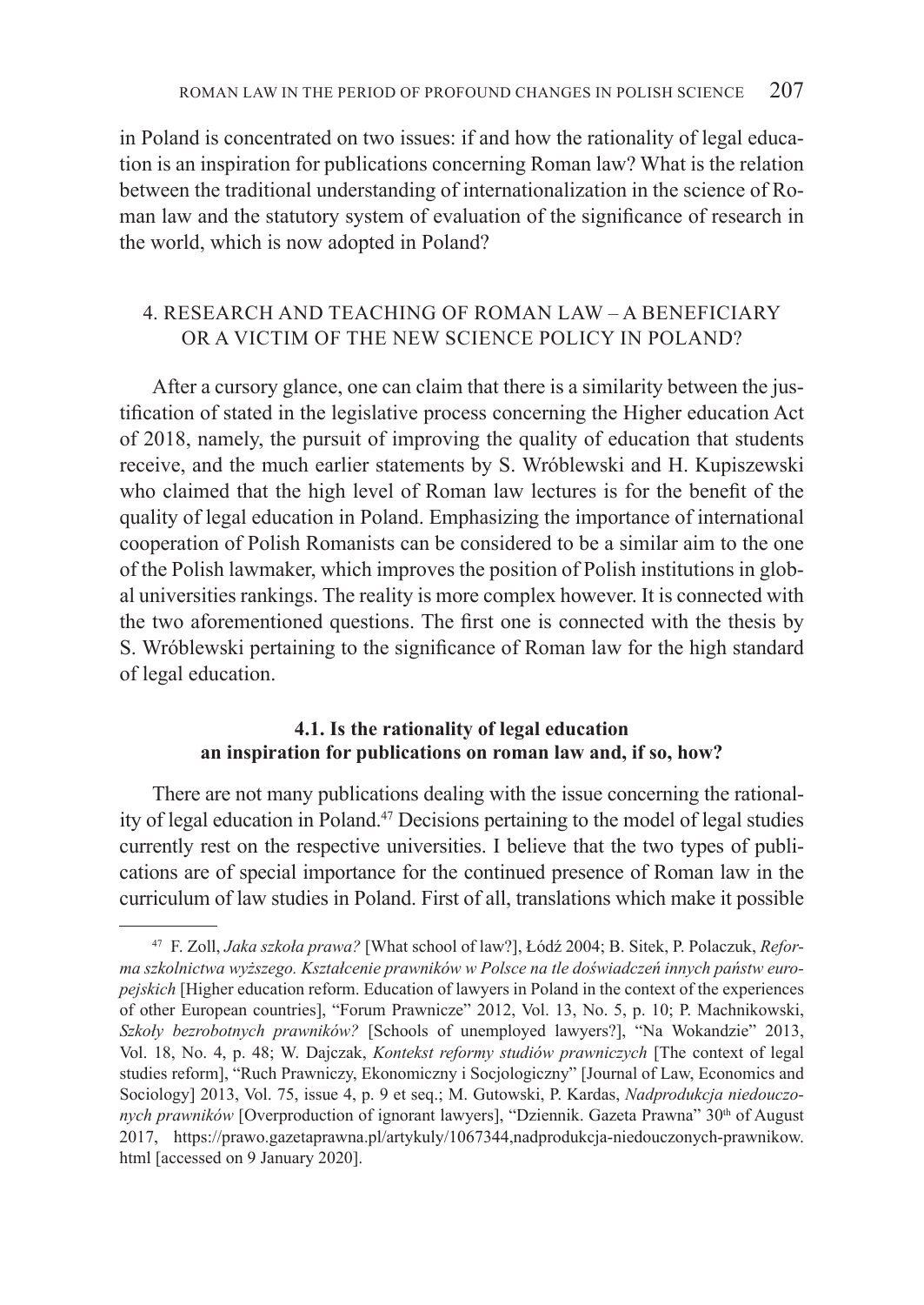in Poland is concentrated on two issues: if and how the rationality of legal education is an inspiration for publications concerning Roman law? What is the relation between the traditional understanding of internationalization in the science of Roman law and the statutory system of evaluation of the significance of research in the world, which is now adopted in Poland?

## 4. RESEARCH AND TEACHING OF ROMAN LAW – A BENEFICIARY OR A VICTIM OF THE NEW SCIENCE POLICY IN POLAND?

After a cursory glance, one can claim that there is a similarity between the justification of stated in the legislative process concerning the Higher education Act of 2018, namely, the pursuit of improving the quality of education that students receive, and the much earlier statements by S. Wróblewski and H. Kupiszewski who claimed that the high level of Roman law lectures is for the benefit of the quality of legal education in Poland. Emphasizing the importance of international cooperation of Polish Romanists can be considered to be a similar aim to the one of the Polish lawmaker, which improves the position of Polish institutions in global universities rankings. The reality is more complex however. It is connected with the two aforementioned questions. The first one is connected with the thesis by S. Wróblewski pertaining to the significance of Roman law for the high standard of legal education.

### 4.1. Is the rationality of legal education an inspiration for publications on roman law and, if so, how?

There are not many publications dealing with the issue concerning the rationality of legal education in Poland.[47] Decisions pertaining to the model of legal studies currently rest on the respective universities. I believe that the two types of publications are of special importance for the continued presence of Roman law in the curriculum of law studies in Poland. First of all, translations which make it possible

---

[47] F. Zoll, *Jaka szkoła prawa?* [What school of law?], Łódź 2004; B. Sitek, P. Polaczuk, *Reforma szkolnictwa wyższego. Kształcenie prawników w Polsce na tle doświadczeń innych państw europejskich* [Higher education reform. Education of lawyers in Poland in the context of the experiences of other European countries], "Forum Prawnicze" 2012, Vol. 13, No. 5, p. 10; P. Machnikowski, *Szkoły bezrobotnych prawników?* [Schools of unemployed lawyers?], "Na Wokandzie" 2013, Vol. 18, No. 4, p. 48; W. Dajczak, *Kontekst reformy studiów prawniczych* [The context of legal studies reform], "Ruch Prawniczy, Ekonomiczny i Socjologiczny" [Journal of Law, Economics and Sociology] 2013, Vol. 75, issue 4, p. 9 et seq.; M. Gutowski, P. Kardas, *Nadprodukcja niedouczonych prawników* [Overproduction of ignorant lawyers], "Dziennik. Gazeta Prawna" 30th of August 2017, https://prawo.gazetaprawna.pl/artykuly/1067344,nadprodukcja-niedouczonych-prawnikow.html [accessed on 9 January 2020].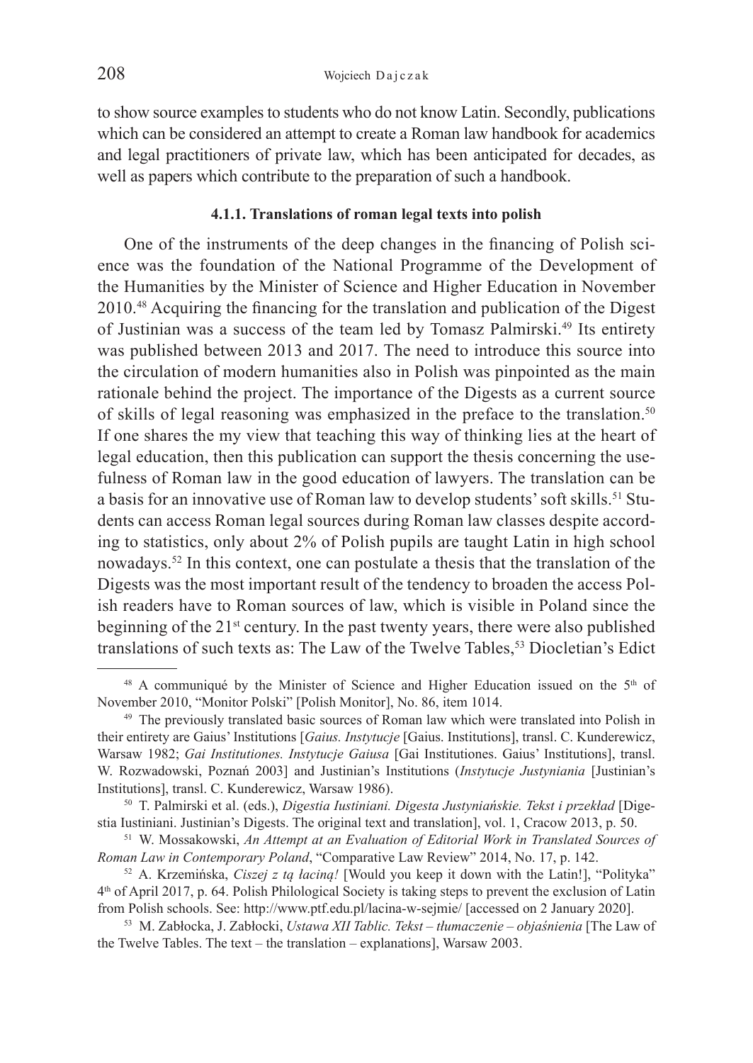to show source examples to students who do not know Latin. Secondly, publications which can be considered an attempt to create a Roman law handbook for academics and legal practitioners of private law, which has been anticipated for decades, as well as papers which contribute to the preparation of such a handbook.

#### 4.1.1. Translations of roman legal texts into polish

One of the instruments of the deep changes in the financing of Polish science was the foundation of the National Programme of the Development of the Humanities by the Minister of Science and Higher Education in November 2010.[48] Acquiring the financing for the translation and publication of the Digest of Justinian was a success of the team led by Tomasz Palmirski.[49] Its entirety was published between 2013 and 2017. The need to introduce this source into the circulation of modern humanities also in Polish was pinpointed as the main rationale behind the project. The importance of the Digests as a current source of skills of legal reasoning was emphasized in the preface to the translation.[50] If one shares the my view that teaching this way of thinking lies at the heart of legal education, then this publication can support the thesis concerning the usefulness of Roman law in the good education of lawyers. The translation can be a basis for an innovative use of Roman law to develop students' soft skills.[51] Students can access Roman legal sources during Roman law classes despite according to statistics, only about 2% of Polish pupils are taught Latin in high school nowadays.[52] In this context, one can postulate a thesis that the translation of the Digests was the most important result of the tendency to broaden the access Polish readers have to Roman sources of law, which is visible in Poland since the beginning of the 21st century. In the past twenty years, there were also published translations of such texts as: The Law of the Twelve Tables,[53] Diocletian's Edict

---

[48] A communiqué by the Minister of Science and Higher Education issued on the 5th of November 2010, "Monitor Polski" [Polish Monitor], No. 86, item 1014.

[49] The previously translated basic sources of Roman law which were translated into Polish in their entirety are Gaius' Institutions [*Gaius. Instytucje* [Gaius. Institutions], transl. C. Kunderewicz, Warsaw 1982; *Gai Institutiones. Instytucje Gaiusa* [Gai Institutiones. Gaius' Institutions], transl. W. Rozwadowski, Poznań 2003] and Justinian's Institutions (*Instytucje Justyniania* [Justinian's Institutions], transl. C. Kunderewicz, Warsaw 1986).

[50] T. Palmirski et al. (eds.), *Digestia Iustiniani. Digesta Justyniańskie. Tekst i przekład* [Digestia Iustiniani. Justinian's Digests. The original text and translation], vol. 1, Cracow 2013, p. 50.

[51] W. Mossakowski, *An Attempt at an Evaluation of Editorial Work in Translated Sources of Roman Law in Contemporary Poland*, "Comparative Law Review" 2014, No. 17, p. 142.

[52] A. Krzemińska, *Ciszej z tą łaciną!* [Would you keep it down with the Latin!], "Polityka" 4th of April 2017, p. 64. Polish Philological Society is taking steps to prevent the exclusion of Latin from Polish schools. See: http://www.ptf.edu.pl/lacina-w-sejmie/ [accessed on 2 January 2020].

[53] M. Zabłocka, J. Zabłocki, *Ustawa XII Tablic. Tekst – tłumaczenie – objaśnienia* [The Law of the Twelve Tables. The text – the translation – explanations], Warsaw 2003.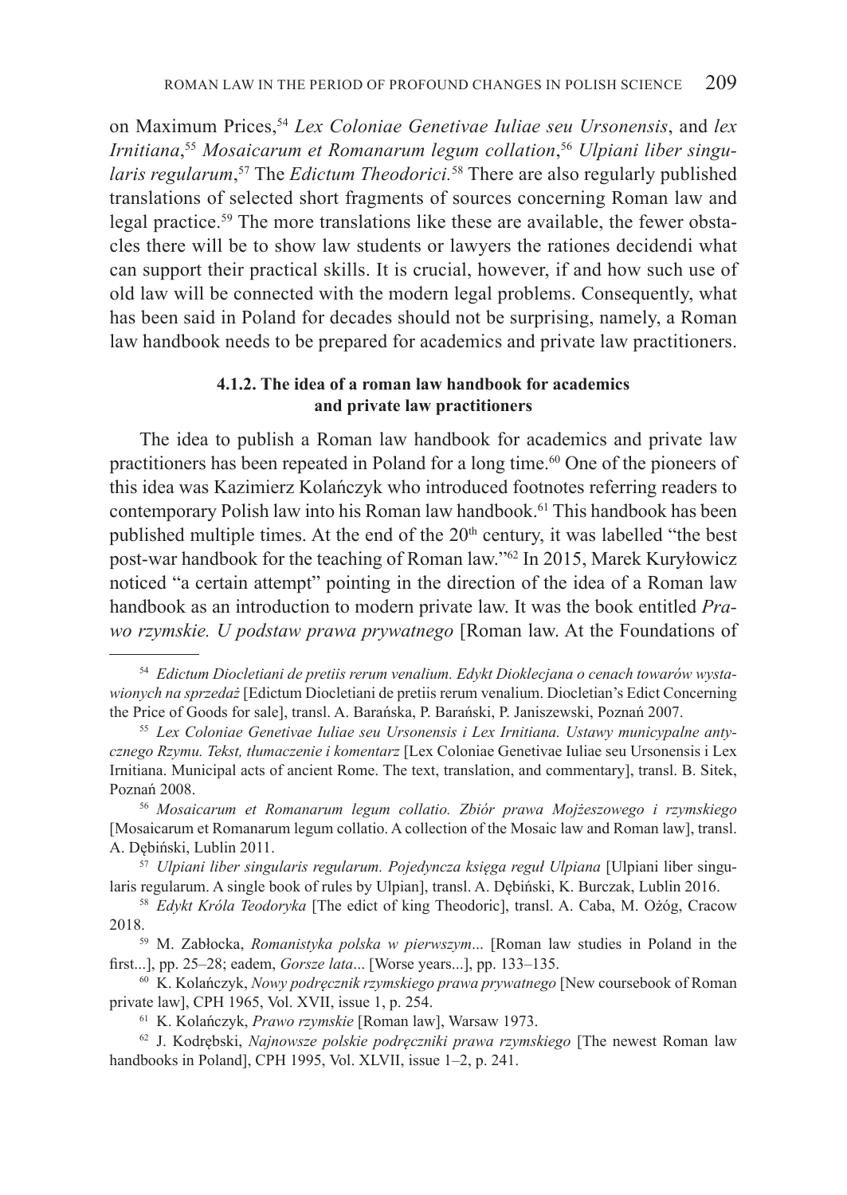on Maximum Prices,[54] *Lex Coloniae Genetivae Iuliae seu Ursonensis*, and *lex Irnitiana*,[55] *Mosaicarum et Romanarum legum collation*,[56] *Ulpiani liber singularis regularum*,[57] The *Edictum Theodorici*.[58] There are also regularly published translations of selected short fragments of sources concerning Roman law and legal practice.[59] The more translations like these are available, the fewer obstacles there will be to show law students or lawyers the rationes decidendi what can support their practical skills. It is crucial, however, if and how such use of old law will be connected with the modern legal problems. Consequently, what has been said in Poland for decades should not be surprising, namely, a Roman law handbook needs to be prepared for academics and private law practitioners.

#### 4.1.2. The idea of a roman law handbook for academics and private law practitioners

The idea to publish a Roman law handbook for academics and private law practitioners has been repeated in Poland for a long time.[60] One of the pioneers of this idea was Kazimierz Kolańczyk who introduced footnotes referring readers to contemporary Polish law into his Roman law handbook.[61] This handbook has been published multiple times. At the end of the 20th century, it was labelled "the best post-war handbook for the teaching of Roman law."[62] In 2015, Marek Kuryłowicz noticed "a certain attempt" pointing in the direction of the idea of a Roman law handbook as an introduction to modern private law. It was the book entitled *Prawo rzymskie. U podstaw prawa prywatnego* [Roman law. At the Foundations of

---

[54] *Edictum Diocletiani de pretiis rerum venalium. Edykt Dioklecjana o cenach towarów wystawionych na sprzedaż* [Edictum Diocletiani de pretiis rerum venalium. Diocletian's Edict Concerning the Price of Goods for sale], transl. A. Barańska, P. Barański, P. Janiszewski, Poznań 2007.

[55] *Lex Coloniae Genetivae Iuliae seu Ursonensis i Lex Irnitiana. Ustawy municypalne antycznego Rzymu. Tekst, tłumaczenie i komentarz* [Lex Coloniae Genetivae Iuliae seu Ursonensis i Lex Irnitiana. Municipal acts of ancient Rome. The text, translation, and commentary], transl. B. Sitek, Poznań 2008.

[56] *Mosaicarum et Romanarum legum collatio. Zbiór prawa Mojżeszowego i rzymskiego* [Mosaicarum et Romanarum legum collatio. A collection of the Mosaic law and Roman law], transl. A. Dębiński, Lublin 2011.

[57] *Ulpiani liber singularis regularum. Pojedyncza księga reguł Ulpiana* [Ulpiani liber singularis regularum. A single book of rules by Ulpian], transl. A. Dębiński, K. Burczak, Lublin 2016.

[58] *Edykt Króla Teodoryka* [The edict of king Theodoric], transl. A. Caba, M. Ożóg, Cracow 2018.

[59] M. Zabłocka, *Romanistyka polska w pierwszym*... [Roman law studies in Poland in the first...], pp. 25–28; eadem, *Gorsze lata*... [Worse years...], pp. 133–135.

[60] K. Kolańczyk, *Nowy podręcznik rzymskiego prawa prywatnego* [New coursebook of Roman private law], CPH 1965, Vol. XVII, issue 1, p. 254.

[61] K. Kolańczyk, *Prawo rzymskie* [Roman law], Warsaw 1973.

[62] J. Kodrębski, *Najnowsze polskie podręczniki prawa rzymskiego* [The newest Roman law handbooks in Poland], CPH 1995, Vol. XLVII, issue 1–2, p. 241.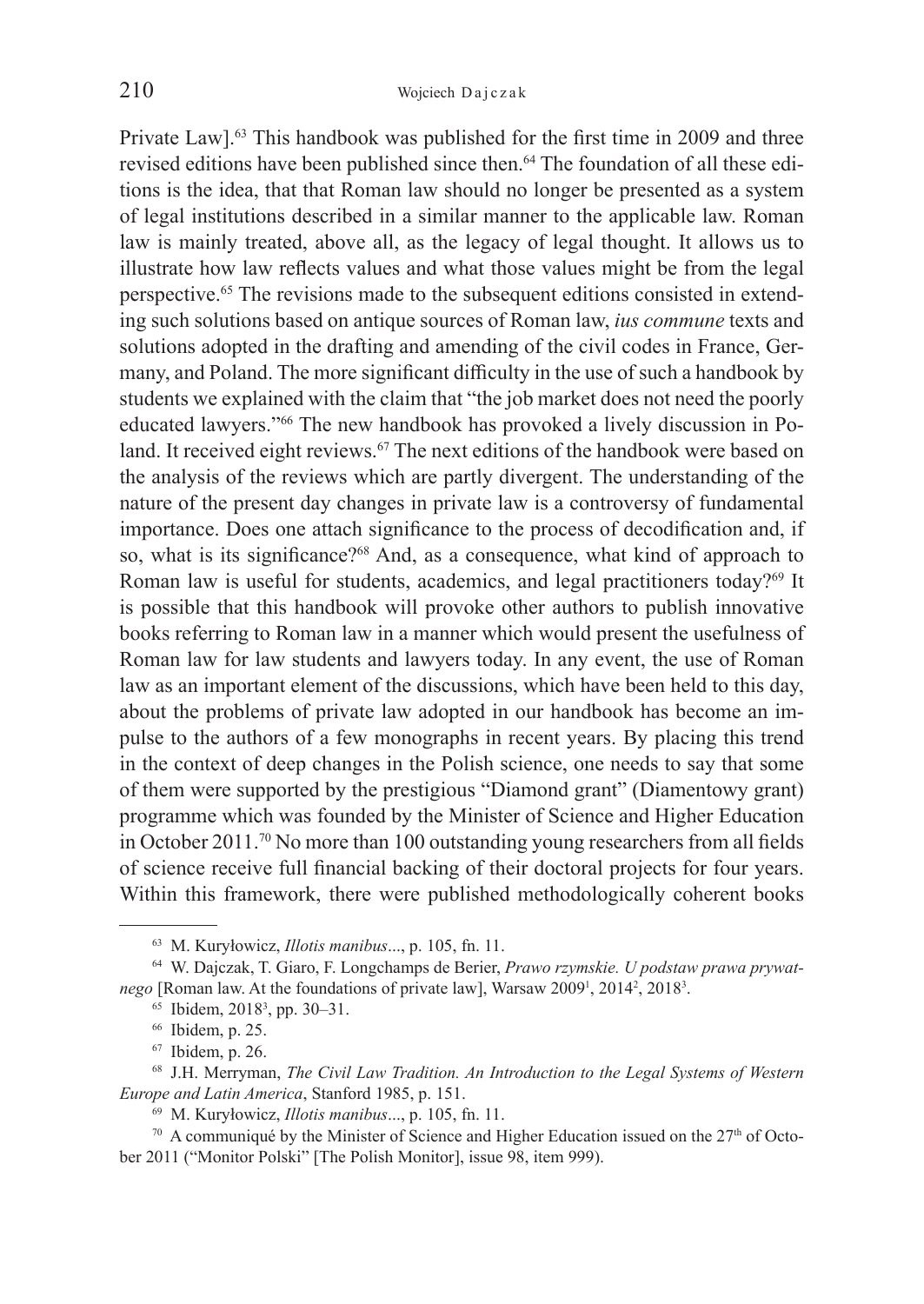Private Law].[63] This handbook was published for the first time in 2009 and three revised editions have been published since then.[64] The foundation of all these editions is the idea, that that Roman law should no longer be presented as a system of legal institutions described in a similar manner to the applicable law. Roman law is mainly treated, above all, as the legacy of legal thought. It allows us to illustrate how law reflects values and what those values might be from the legal perspective.[65] The revisions made to the subsequent editions consisted in extending such solutions based on antique sources of Roman law, *ius commune* texts and solutions adopted in the drafting and amending of the civil codes in France, Germany, and Poland. The more significant difficulty in the use of such a handbook by students we explained with the claim that "the job market does not need the poorly educated lawyers."[66] The new handbook has provoked a lively discussion in Poland. It received eight reviews.[67] The next editions of the handbook were based on the analysis of the reviews which are partly divergent. The understanding of the nature of the present day changes in private law is a controversy of fundamental importance. Does one attach significance to the process of decodification and, if so, what is its significance?[68] And, as a consequence, what kind of approach to Roman law is useful for students, academics, and legal practitioners today?[69] It is possible that this handbook will provoke other authors to publish innovative books referring to Roman law in a manner which would present the usefulness of Roman law for law students and lawyers today. In any event, the use of Roman law as an important element of the discussions, which have been held to this day, about the problems of private law adopted in our handbook has become an impulse to the authors of a few monographs in recent years. By placing this trend in the context of deep changes in the Polish science, one needs to say that some of them were supported by the prestigious "Diamond grant" (Diamentowy grant) programme which was founded by the Minister of Science and Higher Education in October 2011.[70] No more than 100 outstanding young researchers from all fields of science receive full financial backing of their doctoral projects for four years. Within this framework, there were published methodologically coherent books

---

[63] M. Kuryłowicz, *Illotis manibus*..., p. 105, fn. 11.

[64] W. Dajczak, T. Giaro, F. Longchamps de Berier, *Prawo rzymskie. U podstaw prawa prywatnego* [Roman law. At the foundations of private law], Warsaw 2009[1], 2014[2], 2018[3].

[65] Ibidem, 2018[3], pp. 30–31.

[66] Ibidem, p. 25.

[67] Ibidem, p. 26.

[68] J.H. Merryman, *The Civil Law Tradition. An Introduction to the Legal Systems of Western Europe and Latin America*, Stanford 1985, p. 151.

[69] M. Kuryłowicz, *Illotis manibus*..., p. 105, fn. 11.

[70] A communiqué by the Minister of Science and Higher Education issued on the 27th of October 2011 ("Monitor Polski" [The Polish Monitor], issue 98, item 999).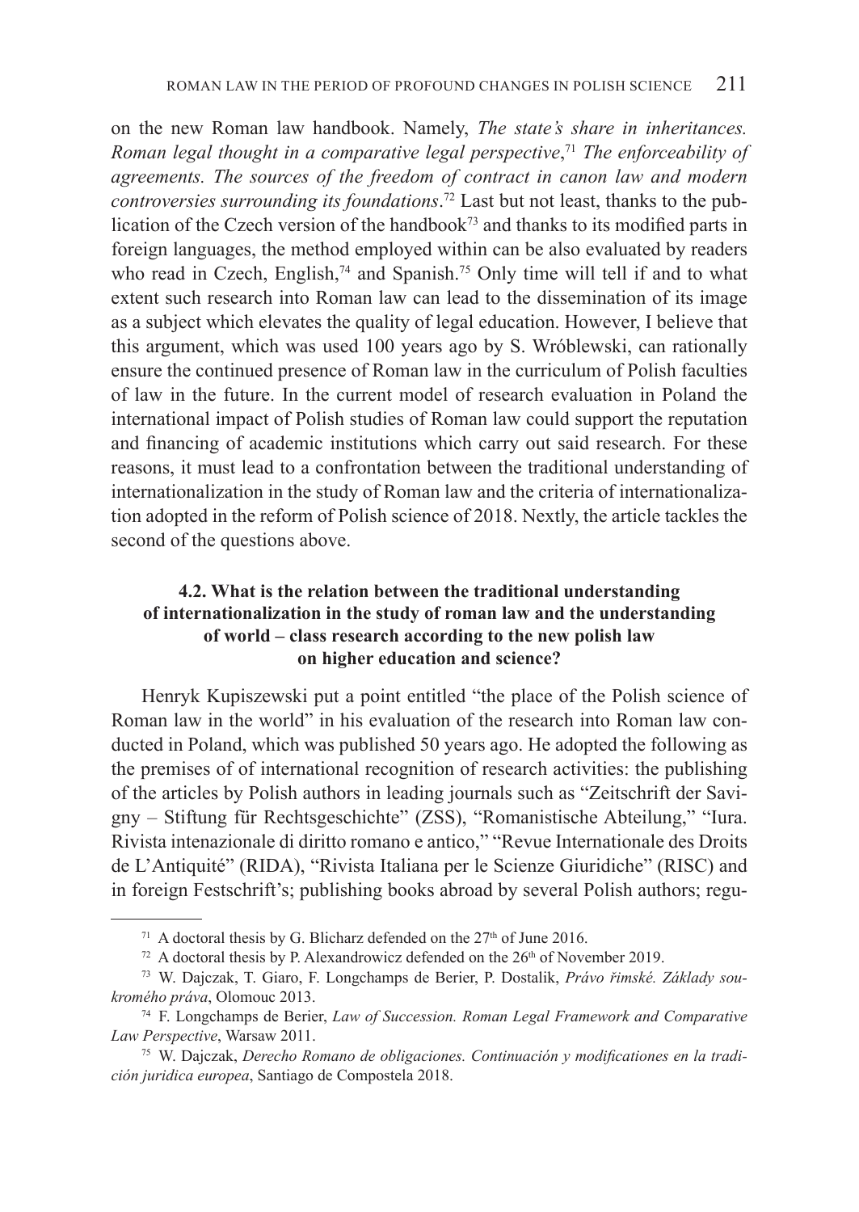on the new Roman law handbook. Namely, *The state's share in inheritances. Roman legal thought in a comparative legal perspective*,[71] *The enforceability of agreements. The sources of the freedom of contract in canon law and modern controversies surrounding its foundations*.[72] Last but not least, thanks to the publication of the Czech version of the handbook[73] and thanks to its modified parts in foreign languages, the method employed within can be also evaluated by readers who read in Czech, English,[74] and Spanish.[75] Only time will tell if and to what extent such research into Roman law can lead to the dissemination of its image as a subject which elevates the quality of legal education. However, I believe that this argument, which was used 100 years ago by S. Wróblewski, can rationally ensure the continued presence of Roman law in the curriculum of Polish faculties of law in the future. In the current model of research evaluation in Poland the international impact of Polish studies of Roman law could support the reputation and financing of academic institutions which carry out said research. For these reasons, it must lead to a confrontation between the traditional understanding of internationalization in the study of Roman law and the criteria of internationalization adopted in the reform of Polish science of 2018. Nextly, the article tackles the second of the questions above.

### 4.2. What is the relation between the traditional understanding of internationalization in the study of roman law and the understanding of world – class research according to the new polish law on higher education and science?

Henryk Kupiszewski put a point entitled "the place of the Polish science of Roman law in the world" in his evaluation of the research into Roman law conducted in Poland, which was published 50 years ago. He adopted the following as the premises of of international recognition of research activities: the publishing of the articles by Polish authors in leading journals such as "Zeitschrift der Savigny – Stiftung für Rechtsgeschichte" (ZSS), "Romanistische Abteilung," "Iura. Rivista intenazionale di diritto romano e antico," "Revue Internationale des Droits de L'Antiquité" (RIDA), "Rivista Italiana per le Scienze Giuridiche" (RISC) and in foreign Festschrift's; publishing books abroad by several Polish authors; regu-

---

[71] A doctoral thesis by G. Blicharz defended on the 27th of June 2016.

[72] A doctoral thesis by P. Alexandrowicz defended on the 26th of November 2019.

[73] W. Dajczak, T. Giaro, F. Longchamps de Berier, P. Dostalik, *Právo římské. Základy soukromého práva*, Olomouc 2013.

[74] F. Longchamps de Berier, *Law of Succession. Roman Legal Framework and Comparative Law Perspective*, Warsaw 2011.

[75] W. Dajczak, *Derecho Romano de obligaciones. Continuación y modificationes en la tradición juridica europea*, Santiago de Compostela 2018.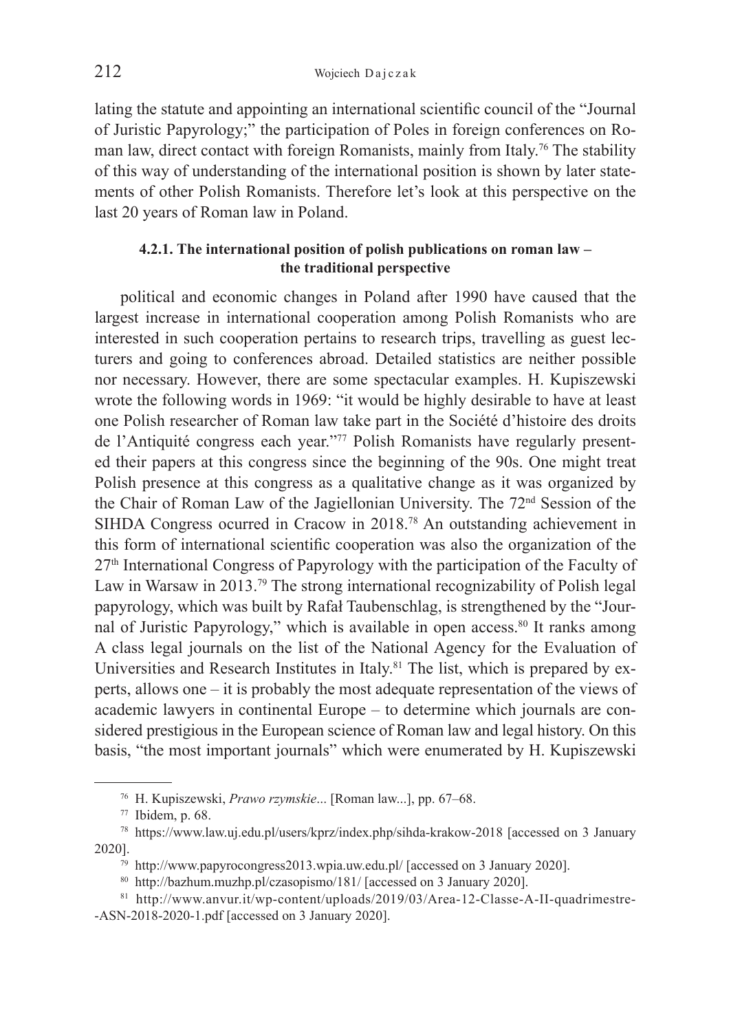lating the statute and appointing an international scientific council of the "Journal of Juristic Papyrology;" the participation of Poles in foreign conferences on Roman law, direct contact with foreign Romanists, mainly from Italy.[76] The stability of this way of understanding of the international position is shown by later statements of other Polish Romanists. Therefore let's look at this perspective on the last 20 years of Roman law in Poland.

#### 4.2.1. The international position of polish publications on roman law – the traditional perspective

political and economic changes in Poland after 1990 have caused that the largest increase in international cooperation among Polish Romanists who are interested in such cooperation pertains to research trips, travelling as guest lecturers and going to conferences abroad. Detailed statistics are neither possible nor necessary. However, there are some spectacular examples. H. Kupiszewski wrote the following words in 1969: "it would be highly desirable to have at least one Polish researcher of Roman law take part in the Société d'histoire des droits de l'Antiquité congress each year."[77] Polish Romanists have regularly presented their papers at this congress since the beginning of the 90s. One might treat Polish presence at this congress as a qualitative change as it was organized by the Chair of Roman Law of the Jagiellonian University. The 72nd Session of the SIHDA Congress ocurred in Cracow in 2018.[78] An outstanding achievement in this form of international scientific cooperation was also the organization of the 27th International Congress of Papyrology with the participation of the Faculty of Law in Warsaw in 2013.[79] The strong international recognizability of Polish legal papyrology, which was built by Rafał Taubenschlag, is strengthened by the "Journal of Juristic Papyrology," which is available in open access.[80] It ranks among A class legal journals on the list of the National Agency for the Evaluation of Universities and Research Institutes in Italy.[81] The list, which is prepared by experts, allows one – it is probably the most adequate representation of the views of academic lawyers in continental Europe – to determine which journals are considered prestigious in the European science of Roman law and legal history. On this basis, "the most important journals" which were enumerated by H. Kupiszewski

---

[76] H. Kupiszewski, *Prawo rzymskie*... [Roman law...], pp. 67–68.

[77] Ibidem, p. 68.

[78] https://www.law.uj.edu.pl/users/kprz/index.php/sihda-krakow-2018 [accessed on 3 January 2020].

[79] http://www.papyrocongress2013.wpia.uw.edu.pl/ [accessed on 3 January 2020].

[80] http://bazhum.muzhp.pl/czasopismo/181/ [accessed on 3 January 2020].

[81] http://www.anvur.it/wp-content/uploads/2019/03/Area-12-Classe-A-II-quadrimestre--ASN-2018-2020-1.pdf [accessed on 3 January 2020].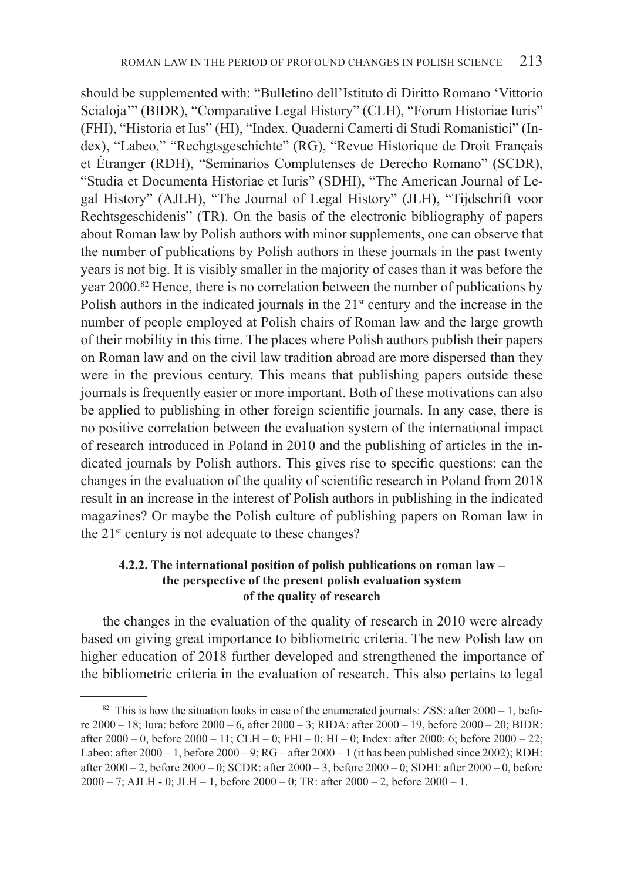should be supplemented with: "Bulletino dell'Istituto di Diritto Romano 'Vittorio Scialoja'" (BIDR), "Comparative Legal History" (CLH), "Forum Historiae Iuris" (FHI), "Historia et Ius" (HI), "Index. Quaderni Camerti di Studi Romanistici" (Index), "Labeo," "Rechgtsgeschichte" (RG), "Revue Historique de Droit Français et Étranger (RDH), "Seminarios Complutenses de Derecho Romano" (SCDR), "Studia et Documenta Historiae et Iuris" (SDHI), "The American Journal of Legal History" (AJLH), "The Journal of Legal History" (JLH), "Tijdschrift voor Rechtsgeschidenis" (TR). On the basis of the electronic bibliography of papers about Roman law by Polish authors with minor supplements, one can observe that the number of publications by Polish authors in these journals in the past twenty years is not big. It is visibly smaller in the majority of cases than it was before the year 2000.[82] Hence, there is no correlation between the number of publications by Polish authors in the indicated journals in the 21st century and the increase in the number of people employed at Polish chairs of Roman law and the large growth of their mobility in this time. The places where Polish authors publish their papers on Roman law and on the civil law tradition abroad are more dispersed than they were in the previous century. This means that publishing papers outside these journals is frequently easier or more important. Both of these motivations can also be applied to publishing in other foreign scientific journals. In any case, there is no positive correlation between the evaluation system of the international impact of research introduced in Poland in 2010 and the publishing of articles in the indicated journals by Polish authors. This gives rise to specific questions: can the changes in the evaluation of the quality of scientific research in Poland from 2018 result in an increase in the interest of Polish authors in publishing in the indicated magazines? Or maybe the Polish culture of publishing papers on Roman law in the 21st century is not adequate to these changes?

#### 4.2.2. The international position of polish publications on roman law – the perspective of the present polish evaluation system of the quality of research

the changes in the evaluation of the quality of research in 2010 were already based on giving great importance to bibliometric criteria. The new Polish law on higher education of 2018 further developed and strengthened the importance of the bibliometric criteria in the evaluation of research. This also pertains to legal

[82] This is how the situation looks in case of the enumerated journals: ZSS: after 2000 – 1, before 2000 – 18; Iura: before 2000 – 6, after 2000 – 3; RIDA: after 2000 – 19, before 2000 – 20; BIDR: after 2000 – 0, before 2000 – 11; CLH – 0; FHI – 0; HI – 0; Index: after 2000: 6; before 2000 – 22; Labeo: after 2000 – 1, before 2000 – 9; RG – after 2000 – 1 (it has been published since 2002); RDH: after 2000 – 2, before 2000 – 0; SCDR: after 2000 – 3, before 2000 – 0; SDHI: after 2000 – 0, before 2000 – 7; AJLH - 0; JLH – 1, before 2000 – 0; TR: after 2000 – 2, before 2000 – 1.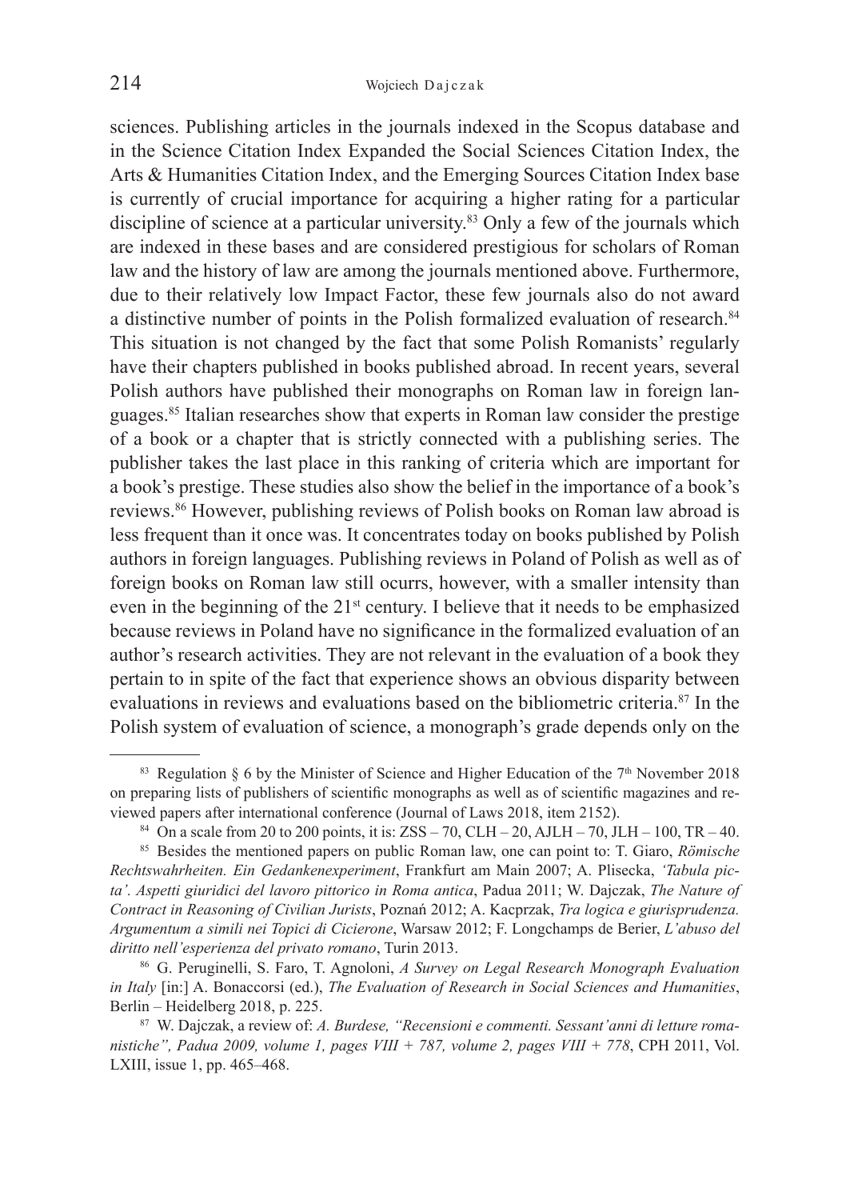sciences. Publishing articles in the journals indexed in the Scopus database and in the Science Citation Index Expanded the Social Sciences Citation Index, the Arts & Humanities Citation Index, and the Emerging Sources Citation Index base is currently of crucial importance for acquiring a higher rating for a particular discipline of science at a particular university.[83] Only a few of the journals which are indexed in these bases and are considered prestigious for scholars of Roman law and the history of law are among the journals mentioned above. Furthermore, due to their relatively low Impact Factor, these few journals also do not award a distinctive number of points in the Polish formalized evaluation of research.[84] This situation is not changed by the fact that some Polish Romanists' regularly have their chapters published in books published abroad. In recent years, several Polish authors have published their monographs on Roman law in foreign languages.[85] Italian researches show that experts in Roman law consider the prestige of a book or a chapter that is strictly connected with a publishing series. The publisher takes the last place in this ranking of criteria which are important for a book's prestige. These studies also show the belief in the importance of a book's reviews.[86] However, publishing reviews of Polish books on Roman law abroad is less frequent than it once was. It concentrates today on books published by Polish authors in foreign languages. Publishing reviews in Poland of Polish as well as of foreign books on Roman law still ocurrs, however, with a smaller intensity than even in the beginning of the 21st century. I believe that it needs to be emphasized because reviews in Poland have no significance in the formalized evaluation of an author's research activities. They are not relevant in the evaluation of a book they pertain to in spite of the fact that experience shows an obvious disparity between evaluations in reviews and evaluations based on the bibliometric criteria.[87] In the Polish system of evaluation of science, a monograph's grade depends only on the

---

[83] Regulation § 6 by the Minister of Science and Higher Education of the 7th November 2018 on preparing lists of publishers of scientific monographs as well as of scientific magazines and reviewed papers after international conference (Journal of Laws 2018, item 2152).

[84] On a scale from 20 to 200 points, it is: ZSS – 70, CLH – 20, AJLH – 70, JLH – 100, TR – 40.

[85] Besides the mentioned papers on public Roman law, one can point to: T. Giaro, *Römische Rechtswahrheiten. Ein Gedankenexperiment*, Frankfurt am Main 2007; A. Plisecka, *'Tabula picta'. Aspetti giuridici del lavoro pittorico in Roma antica*, Padua 2011; W. Dajczak, *The Nature of Contract in Reasoning of Civilian Jurists*, Poznań 2012; A. Kacprzak, *Tra logica e giurisprudenza. Argumentum a simili nei Topici di Cicierone*, Warsaw 2012; F. Longchamps de Berier, *L'abuso del diritto nell'esperienza del privato romano*, Turin 2013.

[86] G. Peruginelli, S. Faro, T. Agnoloni, *A Survey on Legal Research Monograph Evaluation in Italy* [in:] A. Bonaccorsi (ed.), *The Evaluation of Research in Social Sciences and Humanities*, Berlin – Heidelberg 2018, p. 225.

[87] W. Dajczak, a review of: *A. Burdese, "Recensioni e commenti. Sessant'anni di letture romanistiche", Padua 2009, volume 1, pages VIII + 787, volume 2, pages VIII + 778*, CPH 2011, Vol. LXIII, issue 1, pp. 465–468.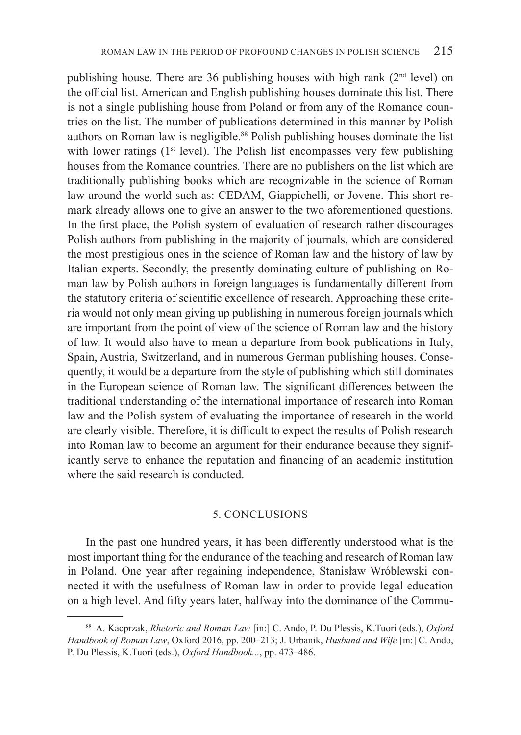publishing house. There are 36 publishing houses with high rank (2nd level) on the official list. American and English publishing houses dominate this list. There is not a single publishing house from Poland or from any of the Romance countries on the list. The number of publications determined in this manner by Polish authors on Roman law is negligible.[88] Polish publishing houses dominate the list with lower ratings (1st level). The Polish list encompasses very few publishing houses from the Romance countries. There are no publishers on the list which are traditionally publishing books which are recognizable in the science of Roman law around the world such as: CEDAM, Giappichelli, or Jovene. This short remark already allows one to give an answer to the two aforementioned questions. In the first place, the Polish system of evaluation of research rather discourages Polish authors from publishing in the majority of journals, which are considered the most prestigious ones in the science of Roman law and the history of law by Italian experts. Secondly, the presently dominating culture of publishing on Roman law by Polish authors in foreign languages is fundamentally different from the statutory criteria of scientific excellence of research. Approaching these criteria would not only mean giving up publishing in numerous foreign journals which are important from the point of view of the science of Roman law and the history of law. It would also have to mean a departure from book publications in Italy, Spain, Austria, Switzerland, and in numerous German publishing houses. Consequently, it would be a departure from the style of publishing which still dominates in the European science of Roman law. The significant differences between the traditional understanding of the international importance of research into Roman law and the Polish system of evaluating the importance of research in the world are clearly visible. Therefore, it is difficult to expect the results of Polish research into Roman law to become an argument for their endurance because they significantly serve to enhance the reputation and financing of an academic institution where the said research is conducted.

## 5. CONCLUSIONS

In the past one hundred years, it has been differently understood what is the most important thing for the endurance of the teaching and research of Roman law in Poland. One year after regaining independence, Stanisław Wróblewski connected it with the usefulness of Roman law in order to provide legal education on a high level. And fifty years later, halfway into the dominance of the Commu-

[88] A. Kacprzak, *Rhetoric and Roman Law* [in:] C. Ando, P. Du Plessis, K.Tuori (eds.), *Oxford Handbook of Roman Law*, Oxford 2016, pp. 200–213; J. Urbanik, *Husband and Wife* [in:] C. Ando, P. Du Plessis, K.Tuori (eds.), *Oxford Handbook...*, pp. 473–486.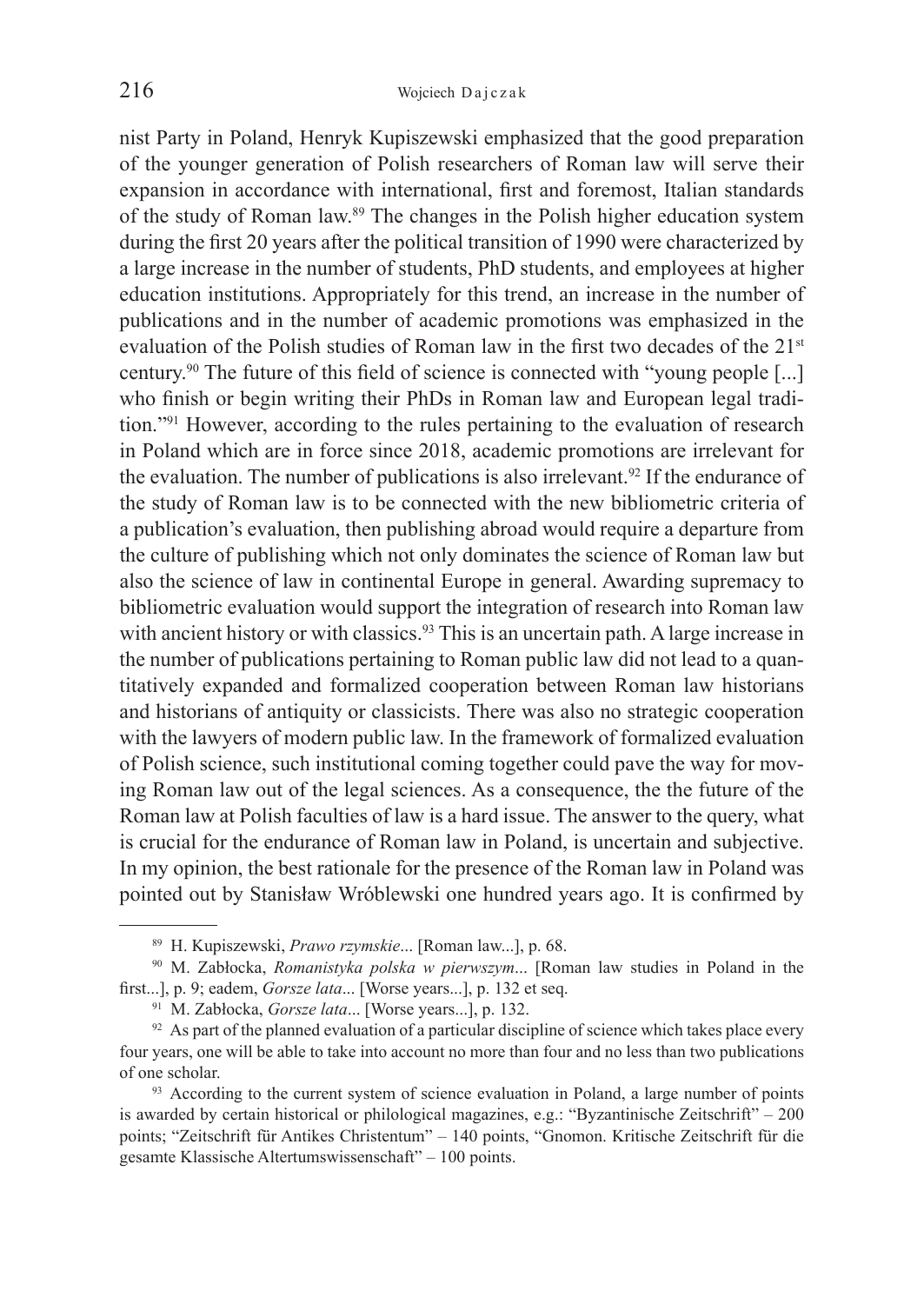nist Party in Poland, Henryk Kupiszewski emphasized that the good preparation of the younger generation of Polish researchers of Roman law will serve their expansion in accordance with international, first and foremost, Italian standards of the study of Roman law.[89] The changes in the Polish higher education system during the first 20 years after the political transition of 1990 were characterized by a large increase in the number of students, PhD students, and employees at higher education institutions. Appropriately for this trend, an increase in the number of publications and in the number of academic promotions was emphasized in the evaluation of the Polish studies of Roman law in the first two decades of the 21st century.[90] The future of this field of science is connected with "young people [...] who finish or begin writing their PhDs in Roman law and European legal tradition."[91] However, according to the rules pertaining to the evaluation of research in Poland which are in force since 2018, academic promotions are irrelevant for the evaluation. The number of publications is also irrelevant.[92] If the endurance of the study of Roman law is to be connected with the new bibliometric criteria of a publication's evaluation, then publishing abroad would require a departure from the culture of publishing which not only dominates the science of Roman law but also the science of law in continental Europe in general. Awarding supremacy to bibliometric evaluation would support the integration of research into Roman law with ancient history or with classics.[93] This is an uncertain path. A large increase in the number of publications pertaining to Roman public law did not lead to a quantitatively expanded and formalized cooperation between Roman law historians and historians of antiquity or classicists. There was also no strategic cooperation with the lawyers of modern public law. In the framework of formalized evaluation of Polish science, such institutional coming together could pave the way for moving Roman law out of the legal sciences. As a consequence, the the future of the Roman law at Polish faculties of law is a hard issue. The answer to the query, what is crucial for the endurance of Roman law in Poland, is uncertain and subjective. In my opinion, the best rationale for the presence of the Roman law in Poland was pointed out by Stanisław Wróblewski one hundred years ago. It is confirmed by

---

[89] H. Kupiszewski, *Prawo rzymskie*... [Roman law...], p. 68.

[90] M. Zabłocka, *Romanistyka polska w pierwszym*... [Roman law studies in Poland in the first...], p. 9; eadem, *Gorsze lata*... [Worse years...], p. 132 et seq.

[91] M. Zabłocka, *Gorsze lata*... [Worse years...], p. 132.

[92] As part of the planned evaluation of a particular discipline of science which takes place every four years, one will be able to take into account no more than four and no less than two publications of one scholar.

[93] According to the current system of science evaluation in Poland, a large number of points is awarded by certain historical or philological magazines, e.g.: "Byzantinische Zeitschrift" – 200 points; "Zeitschrift für Antikes Christentum" – 140 points, "Gnomon. Kritische Zeitschrift für die gesamte Klassische Altertumswissenschaft" – 100 points.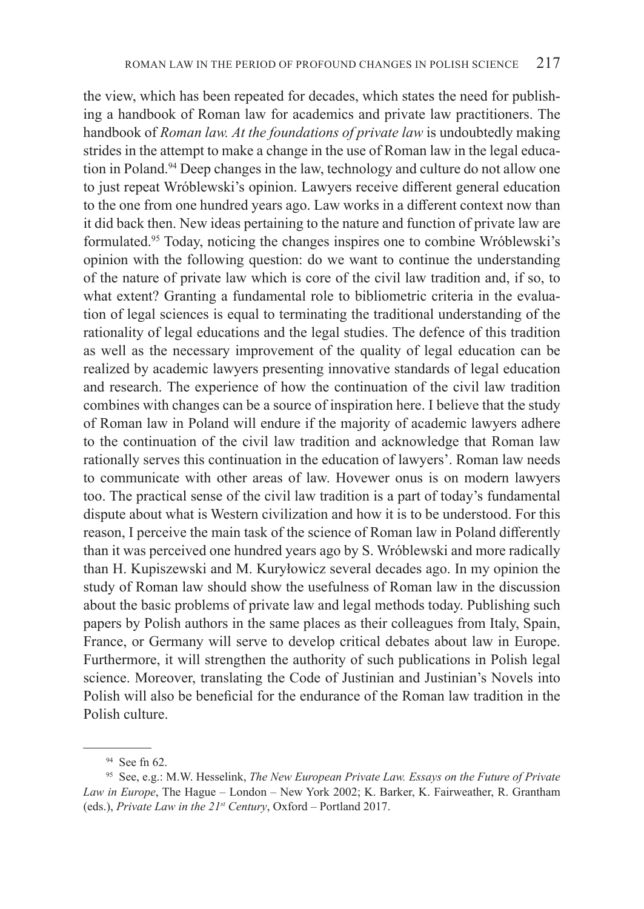the view, which has been repeated for decades, which states the need for publishing a handbook of Roman law for academics and private law practitioners. The handbook of *Roman law. At the foundations of private law* is undoubtedly making strides in the attempt to make a change in the use of Roman law in the legal education in Poland.[94] Deep changes in the law, technology and culture do not allow one to just repeat Wróblewski's opinion. Lawyers receive different general education to the one from one hundred years ago. Law works in a different context now than it did back then. New ideas pertaining to the nature and function of private law are formulated.[95] Today, noticing the changes inspires one to combine Wróblewski's opinion with the following question: do we want to continue the understanding of the nature of private law which is core of the civil law tradition and, if so, to what extent? Granting a fundamental role to bibliometric criteria in the evaluation of legal sciences is equal to terminating the traditional understanding of the rationality of legal educations and the legal studies. The defence of this tradition as well as the necessary improvement of the quality of legal education can be realized by academic lawyers presenting innovative standards of legal education and research. The experience of how the continuation of the civil law tradition combines with changes can be a source of inspiration here. I believe that the study of Roman law in Poland will endure if the majority of academic lawyers adhere to the continuation of the civil law tradition and acknowledge that Roman law rationally serves this continuation in the education of lawyers'. Roman law needs to communicate with other areas of law. Hovewer onus is on modern lawyers too. The practical sense of the civil law tradition is a part of today's fundamental dispute about what is Western civilization and how it is to be understood. For this reason, I perceive the main task of the science of Roman law in Poland differently than it was perceived one hundred years ago by S. Wróblewski and more radically than H. Kupiszewski and M. Kuryłowicz several decades ago. In my opinion the study of Roman law should show the usefulness of Roman law in the discussion about the basic problems of private law and legal methods today. Publishing such papers by Polish authors in the same places as their colleagues from Italy, Spain, France, or Germany will serve to develop critical debates about law in Europe. Furthermore, it will strengthen the authority of such publications in Polish legal science. Moreover, translating the Code of Justinian and Justinian's Novels into Polish will also be beneficial for the endurance of the Roman law tradition in the Polish culture.

---

[94] See fn 62.

[95] See, e.g.: M.W. Hesselink, *The New European Private Law. Essays on the Future of Private Law in Europe*, The Hague – London – New York 2002; K. Barker, K. Fairweather, R. Grantham (eds.), *Private Law in the 21st Century*, Oxford – Portland 2017.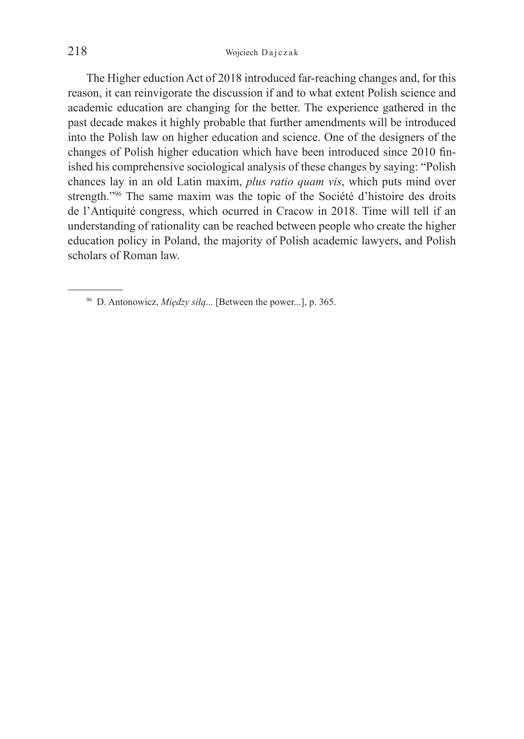The Higher eduction Act of 2018 introduced far-reaching changes and, for this reason, it can reinvigorate the discussion if and to what extent Polish science and academic education are changing for the better. The experience gathered in the past decade makes it highly probable that further amendments will be introduced into the Polish law on higher education and science. One of the designers of the changes of Polish higher education which have been introduced since 2010 finished his comprehensive sociological analysis of these changes by saying: "Polish chances lay in an old Latin maxim, *plus ratio quam vis*, which puts mind over strength."[96] The same maxim was the topic of the Société d'histoire des droits de l'Antiquité congress, which ocurred in Cracow in 2018. Time will tell if an understanding of rationality can be reached between people who create the higher education policy in Poland, the majority of Polish academic lawyers, and Polish scholars of Roman law.

---

[96] D. Antonowicz, *Między siłą...* [Between the power...], p. 365.